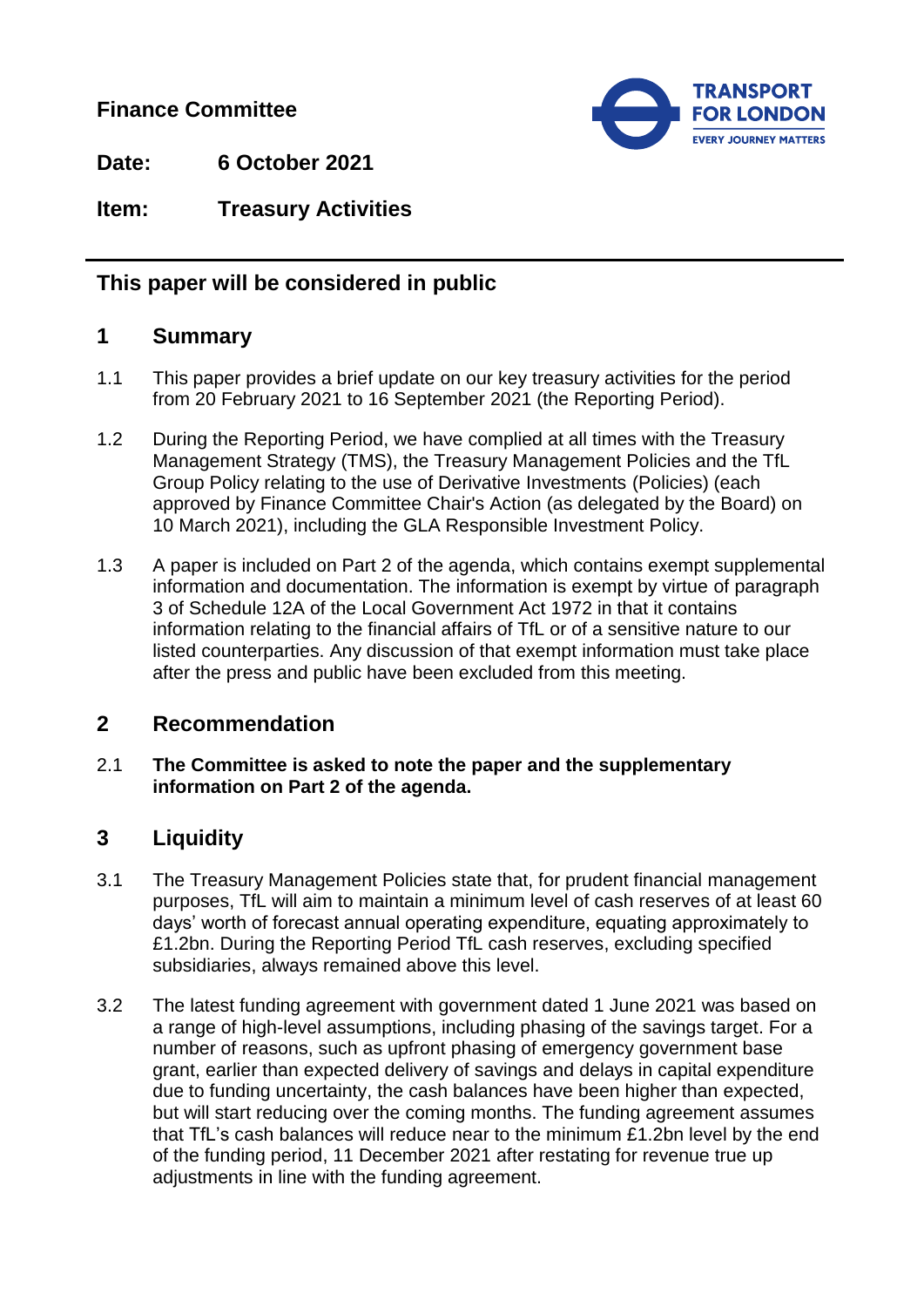**Finance Committee**

**Date:** 6 October 2021

**Item:** Treasury Activities

## This paper will be considered in public

## 1 Summary

1.1 This paper provides a brief update on our key treasury activities for the period from 20 February 2021 to 16 September 2021 (the Reporting Period).

1.2 During the Reporting Period, we have complied at all times with the Treasury Management Strategy (TMS), the Treasury Management Policies and the TfL Group Policy relating to the use of Derivative Investments (Policies) (each approved by Finance Committee Chair's Action (as delegated by the Board) on 10 March 2021), including the GLA Responsible Investment Policy.

1.3 A paper is included on Part 2 of the agenda, which contains exempt supplemental information and documentation. The information is exempt by virtue of paragraph 3 of Schedule 12A of the Local Government Act 1972 in that it contains information relating to the financial affairs of TfL or of a sensitive nature to our listed counterparties. Any discussion of that exempt information must take place after the press and public have been excluded from this meeting.

## 2 Recommendation

2.1 **The Committee is asked to note the paper and the supplementary information on Part 2 of the agenda.**

## 3 Liquidity

3.1 The Treasury Management Policies state that, for prudent financial management purposes, TfL will aim to maintain a minimum level of cash reserves of at least 60 days' worth of forecast annual operating expenditure, equating approximately to £1.2bn. During the Reporting Period TfL cash reserves, excluding specified subsidiaries, always remained above this level.

3.2 The latest funding agreement with government dated 1 June 2021 was based on a range of high-level assumptions, including phasing of the savings target. For a number of reasons, such as upfront phasing of emergency government base grant, earlier than expected delivery of savings and delays in capital expenditure due to funding uncertainty, the cash balances have been higher than expected, but will start reducing over the coming months. The funding agreement assumes that TfL's cash balances will reduce near to the minimum £1.2bn level by the end of the funding period, 11 December 2021 after restating for revenue true up adjustments in line with the funding agreement.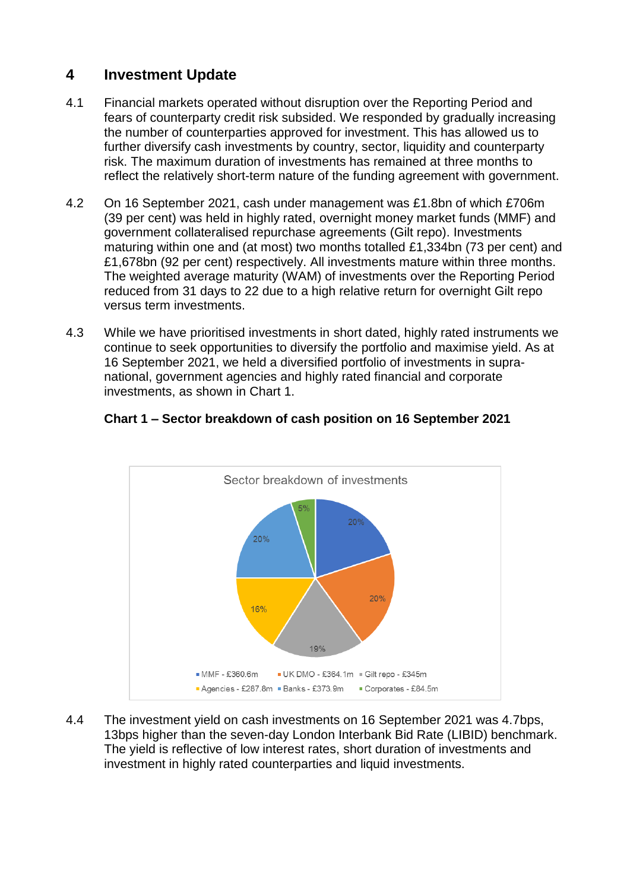## 4 Investment Update

4.1 Financial markets operated without disruption over the Reporting Period and fears of counterparty credit risk subsided. We responded by gradually increasing the number of counterparties approved for investment. This has allowed us to further diversify cash investments by country, sector, liquidity and counterparty risk. The maximum duration of investments has remained at three months to reflect the relatively short-term nature of the funding agreement with government.

4.2 On 16 September 2021, cash under management was £1.8bn of which £706m (39 per cent) was held in highly rated, overnight money market funds (MMF) and government collateralised repurchase agreements (Gilt repo). Investments maturing within one and (at most) two months totalled £1,334bn (73 per cent) and £1,678bn (92 per cent) respectively. All investments mature within three months. The weighted average maturity (WAM) of investments over the Reporting Period reduced from 31 days to 22 due to a high relative return for overnight Gilt repo versus term investments.

4.3 While we have prioritised investments in short dated, highly rated instruments we continue to seek opportunities to diversify the portfolio and maximise yield. As at 16 September 2021, we held a diversified portfolio of investments in supra-national, government agencies and highly rated financial and corporate investments, as shown in Chart 1.

**Chart 1 – Sector breakdown of cash position on 16 September 2021**

Sector breakdown of investments

- MMF - £360.6m (20%)
- UK DMO - £364.1m (20%)
- Gilt repo - £345m (19%)
- Agencies - £287.8m (16%)
- Banks - £373.9m (20%)
- Corporates - £84.5m (5%)

4.4 The investment yield on cash investments on 16 September 2021 was 4.7bps, 13bps higher than the seven-day London Interbank Bid Rate (LIBID) benchmark. The yield is reflective of low interest rates, short duration of investments and investment in highly rated counterparties and liquid investments.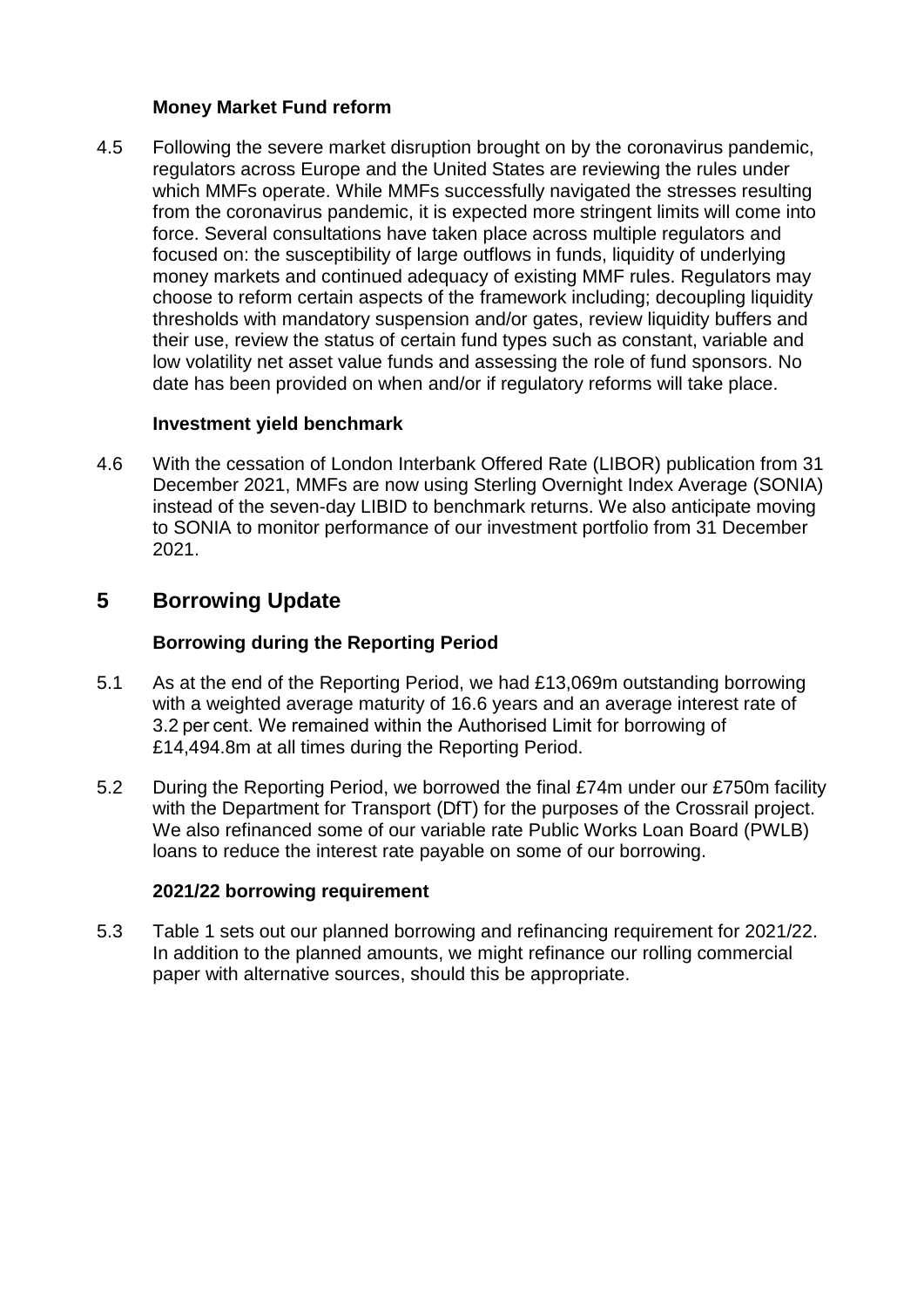### Money Market Fund reform

4.5 Following the severe market disruption brought on by the coronavirus pandemic, regulators across Europe and the United States are reviewing the rules under which MMFs operate. While MMFs successfully navigated the stresses resulting from the coronavirus pandemic, it is expected more stringent limits will come into force. Several consultations have taken place across multiple regulators and focused on: the susceptibility of large outflows in funds, liquidity of underlying money markets and continued adequacy of existing MMF rules. Regulators may choose to reform certain aspects of the framework including; decoupling liquidity thresholds with mandatory suspension and/or gates, review liquidity buffers and their use, review the status of certain fund types such as constant, variable and low volatility net asset value funds and assessing the role of fund sponsors. No date has been provided on when and/or if regulatory reforms will take place.

### Investment yield benchmark

4.6 With the cessation of London Interbank Offered Rate (LIBOR) publication from 31 December 2021, MMFs are now using Sterling Overnight Index Average (SONIA) instead of the seven-day LIBID to benchmark returns. We also anticipate moving to SONIA to monitor performance of our investment portfolio from 31 December 2021.

## 5 Borrowing Update

### Borrowing during the Reporting Period

5.1 As at the end of the Reporting Period, we had £13,069m outstanding borrowing with a weighted average maturity of 16.6 years and an average interest rate of 3.2 per cent. We remained within the Authorised Limit for borrowing of £14,494.8m at all times during the Reporting Period.

5.2 During the Reporting Period, we borrowed the final £74m under our £750m facility with the Department for Transport (DfT) for the purposes of the Crossrail project. We also refinanced some of our variable rate Public Works Loan Board (PWLB) loans to reduce the interest rate payable on some of our borrowing.

### 2021/22 borrowing requirement

5.3 Table 1 sets out our planned borrowing and refinancing requirement for 2021/22. In addition to the planned amounts, we might refinance our rolling commercial paper with alternative sources, should this be appropriate.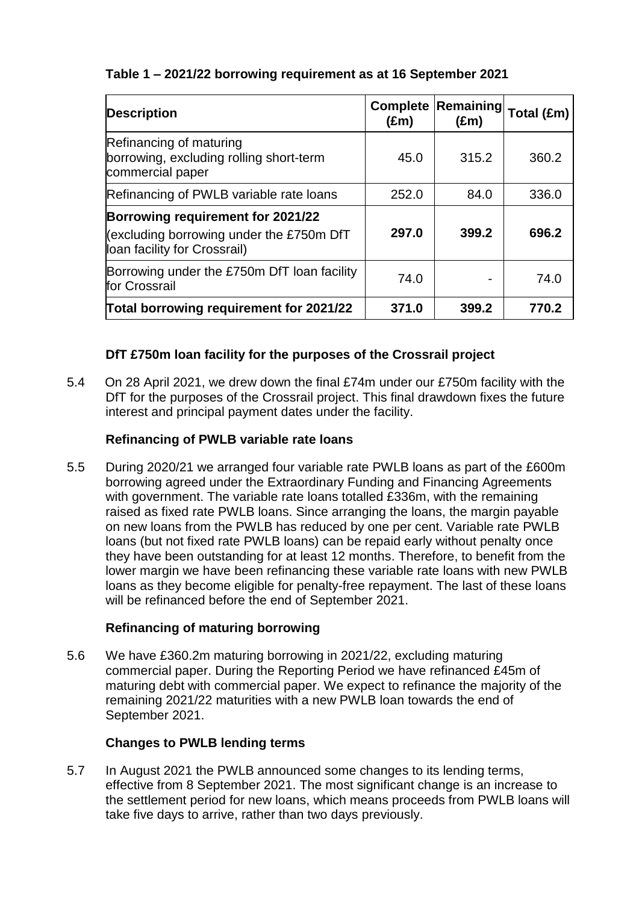**Table 1 – 2021/22 borrowing requirement as at 16 September 2021**

| Description | Complete (£m) | Remaining (£m) | Total (£m) |
|---|---|---|---|
| Refinancing of maturing borrowing, excluding rolling short-term commercial paper | 45.0 | 315.2 | 360.2 |
| Refinancing of PWLB variable rate loans | 252.0 | 84.0 | 336.0 |
| **Borrowing requirement for 2021/22** (excluding borrowing under the £750m DfT loan facility for Crossrail) | **297.0** | **399.2** | **696.2** |
| Borrowing under the £750m DfT loan facility for Crossrail | 74.0 | - | 74.0 |
| **Total borrowing requirement for 2021/22** | **371.0** | **399.2** | **770.2** |

**DfT £750m loan facility for the purposes of the Crossrail project**

5.4 On 28 April 2021, we drew down the final £74m under our £750m facility with the DfT for the purposes of the Crossrail project. This final drawdown fixes the future interest and principal payment dates under the facility.

**Refinancing of PWLB variable rate loans**

5.5 During 2020/21 we arranged four variable rate PWLB loans as part of the £600m borrowing agreed under the Extraordinary Funding and Financing Agreements with government. The variable rate loans totalled £336m, with the remaining raised as fixed rate PWLB loans. Since arranging the loans, the margin payable on new loans from the PWLB has reduced by one per cent. Variable rate PWLB loans (but not fixed rate PWLB loans) can be repaid early without penalty once they have been outstanding for at least 12 months. Therefore, to benefit from the lower margin we have been refinancing these variable rate loans with new PWLB loans as they become eligible for penalty-free repayment. The last of these loans will be refinanced before the end of September 2021.

**Refinancing of maturing borrowing**

5.6 We have £360.2m maturing borrowing in 2021/22, excluding maturing commercial paper. During the Reporting Period we have refinanced £45m of maturing debt with commercial paper. We expect to refinance the majority of the remaining 2021/22 maturities with a new PWLB loan towards the end of September 2021.

**Changes to PWLB lending terms**

5.7 In August 2021 the PWLB announced some changes to its lending terms, effective from 8 September 2021. The most significant change is an increase to the settlement period for new loans, which means proceeds from PWLB loans will take five days to arrive, rather than two days previously.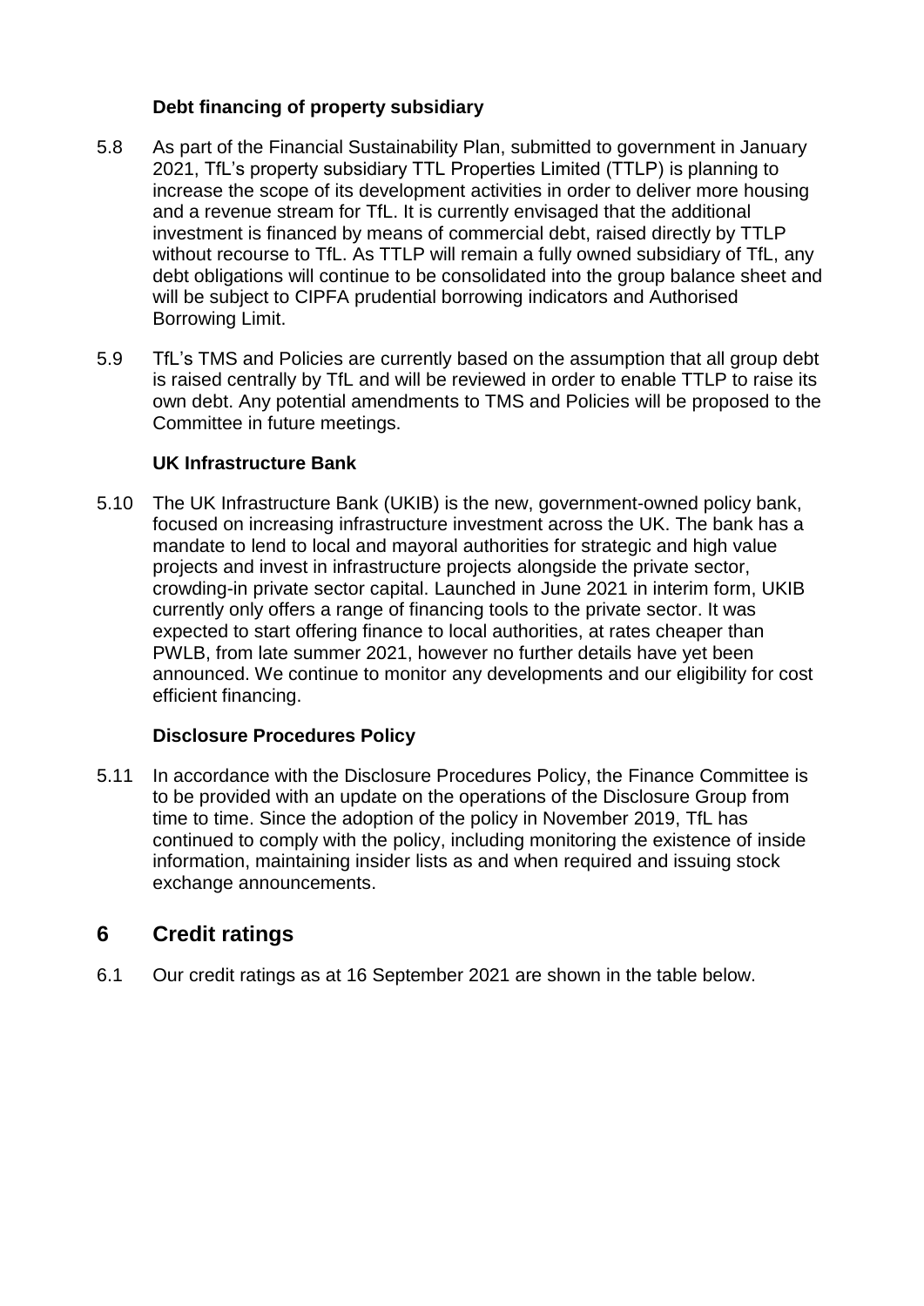### Debt financing of property subsidiary

5.8 As part of the Financial Sustainability Plan, submitted to government in January 2021, TfL's property subsidiary TTL Properties Limited (TTLP) is planning to increase the scope of its development activities in order to deliver more housing and a revenue stream for TfL. It is currently envisaged that the additional investment is financed by means of commercial debt, raised directly by TTLP without recourse to TfL. As TTLP will remain a fully owned subsidiary of TfL, any debt obligations will continue to be consolidated into the group balance sheet and will be subject to CIPFA prudential borrowing indicators and Authorised Borrowing Limit.

5.9 TfL's TMS and Policies are currently based on the assumption that all group debt is raised centrally by TfL and will be reviewed in order to enable TTLP to raise its own debt. Any potential amendments to TMS and Policies will be proposed to the Committee in future meetings.

### UK Infrastructure Bank

5.10 The UK Infrastructure Bank (UKIB) is the new, government-owned policy bank, focused on increasing infrastructure investment across the UK. The bank has a mandate to lend to local and mayoral authorities for strategic and high value projects and invest in infrastructure projects alongside the private sector, crowding-in private sector capital. Launched in June 2021 in interim form, UKIB currently only offers a range of financing tools to the private sector. It was expected to start offering finance to local authorities, at rates cheaper than PWLB, from late summer 2021, however no further details have yet been announced. We continue to monitor any developments and our eligibility for cost efficient financing.

### Disclosure Procedures Policy

5.11 In accordance with the Disclosure Procedures Policy, the Finance Committee is to be provided with an update on the operations of the Disclosure Group from time to time. Since the adoption of the policy in November 2019, TfL has continued to comply with the policy, including monitoring the existence of inside information, maintaining insider lists as and when required and issuing stock exchange announcements.

## 6 Credit ratings

6.1 Our credit ratings as at 16 September 2021 are shown in the table below.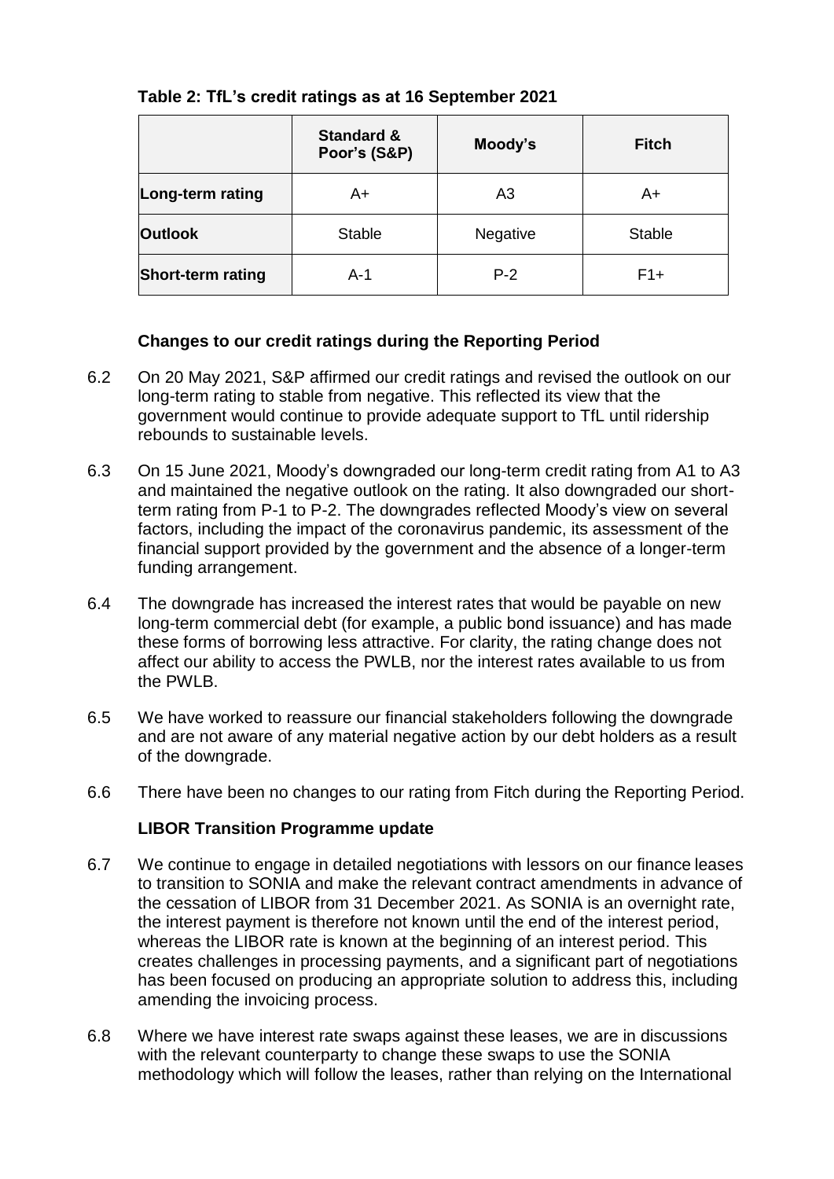**Table 2: TfL's credit ratings as at 16 September 2021**

| | Standard & Poor's (S&P) | Moody's | Fitch |
|---|---|---|---|
| **Long-term rating** | A+ | A3 | A+ |
| **Outlook** | Stable | Negative | Stable |
| **Short-term rating** | A-1 | P-2 | F1+ |

### Changes to our credit ratings during the Reporting Period

6.2 On 20 May 2021, S&P affirmed our credit ratings and revised the outlook on our long-term rating to stable from negative. This reflected its view that the government would continue to provide adequate support to TfL until ridership rebounds to sustainable levels.

6.3 On 15 June 2021, Moody's downgraded our long-term credit rating from A1 to A3 and maintained the negative outlook on the rating. It also downgraded our short-term rating from P-1 to P-2. The downgrades reflected Moody's view on several factors, including the impact of the coronavirus pandemic, its assessment of the financial support provided by the government and the absence of a longer-term funding arrangement.

6.4 The downgrade has increased the interest rates that would be payable on new long-term commercial debt (for example, a public bond issuance) and has made these forms of borrowing less attractive. For clarity, the rating change does not affect our ability to access the PWLB, nor the interest rates available to us from the PWLB.

6.5 We have worked to reassure our financial stakeholders following the downgrade and are not aware of any material negative action by our debt holders as a result of the downgrade.

6.6 There have been no changes to our rating from Fitch during the Reporting Period.

### LIBOR Transition Programme update

6.7 We continue to engage in detailed negotiations with lessors on our finance leases to transition to SONIA and make the relevant contract amendments in advance of the cessation of LIBOR from 31 December 2021. As SONIA is an overnight rate, the interest payment is therefore not known until the end of the interest period, whereas the LIBOR rate is known at the beginning of an interest period. This creates challenges in processing payments, and a significant part of negotiations has been focused on producing an appropriate solution to address this, including amending the invoicing process.

6.8 Where we have interest rate swaps against these leases, we are in discussions with the relevant counterparty to change these swaps to use the SONIA methodology which will follow the leases, rather than relying on the International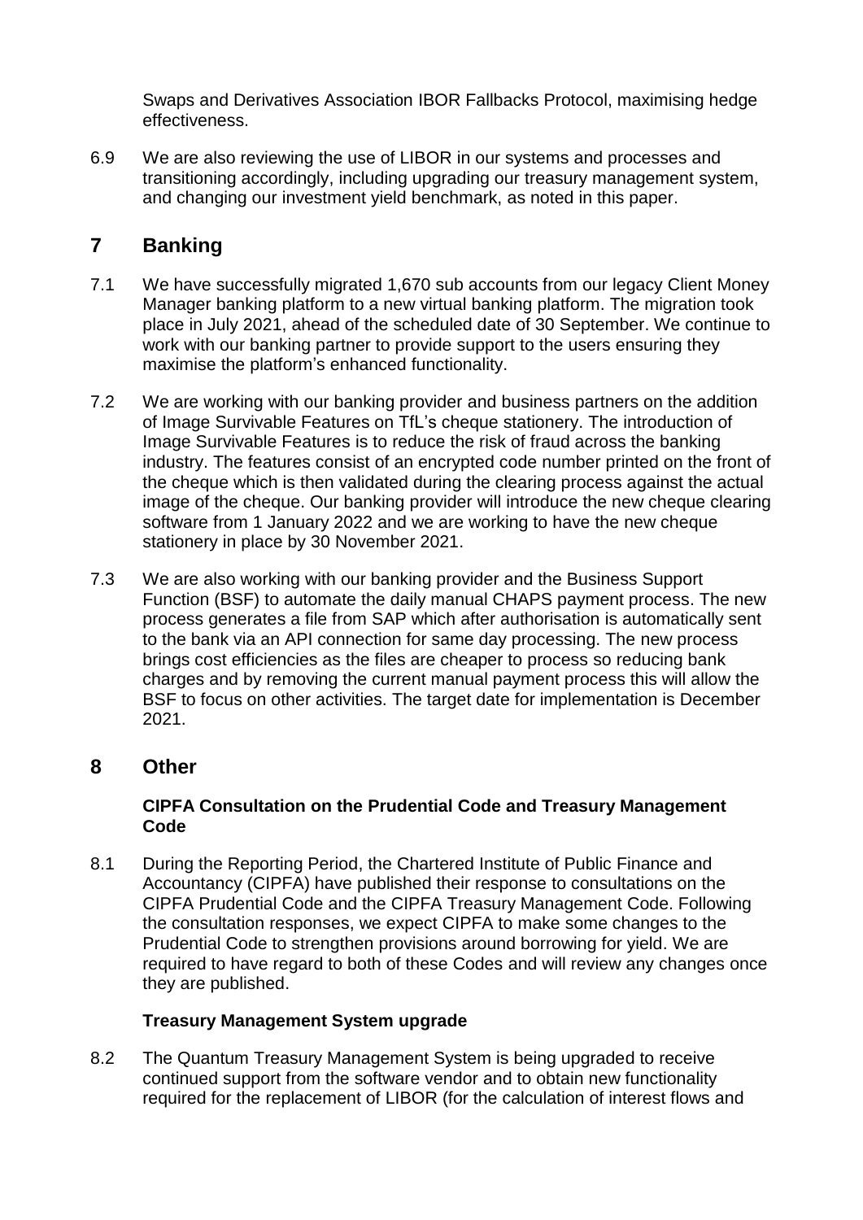Swaps and Derivatives Association IBOR Fallbacks Protocol, maximising hedge effectiveness.

6.9 We are also reviewing the use of LIBOR in our systems and processes and transitioning accordingly, including upgrading our treasury management system, and changing our investment yield benchmark, as noted in this paper.

## 7 Banking

7.1 We have successfully migrated 1,670 sub accounts from our legacy Client Money Manager banking platform to a new virtual banking platform. The migration took place in July 2021, ahead of the scheduled date of 30 September. We continue to work with our banking partner to provide support to the users ensuring they maximise the platform's enhanced functionality.

7.2 We are working with our banking provider and business partners on the addition of Image Survivable Features on TfL's cheque stationery. The introduction of Image Survivable Features is to reduce the risk of fraud across the banking industry. The features consist of an encrypted code number printed on the front of the cheque which is then validated during the clearing process against the actual image of the cheque. Our banking provider will introduce the new cheque clearing software from 1 January 2022 and we are working to have the new cheque stationery in place by 30 November 2021.

7.3 We are also working with our banking provider and the Business Support Function (BSF) to automate the daily manual CHAPS payment process. The new process generates a file from SAP which after authorisation is automatically sent to the bank via an API connection for same day processing. The new process brings cost efficiencies as the files are cheaper to process so reducing bank charges and by removing the current manual payment process this will allow the BSF to focus on other activities. The target date for implementation is December 2021.

## 8 Other

**CIPFA Consultation on the Prudential Code and Treasury Management Code**

8.1 During the Reporting Period, the Chartered Institute of Public Finance and Accountancy (CIPFA) have published their response to consultations on the CIPFA Prudential Code and the CIPFA Treasury Management Code. Following the consultation responses, we expect CIPFA to make some changes to the Prudential Code to strengthen provisions around borrowing for yield. We are required to have regard to both of these Codes and will review any changes once they are published.

**Treasury Management System upgrade**

8.2 The Quantum Treasury Management System is being upgraded to receive continued support from the software vendor and to obtain new functionality required for the replacement of LIBOR (for the calculation of interest flows and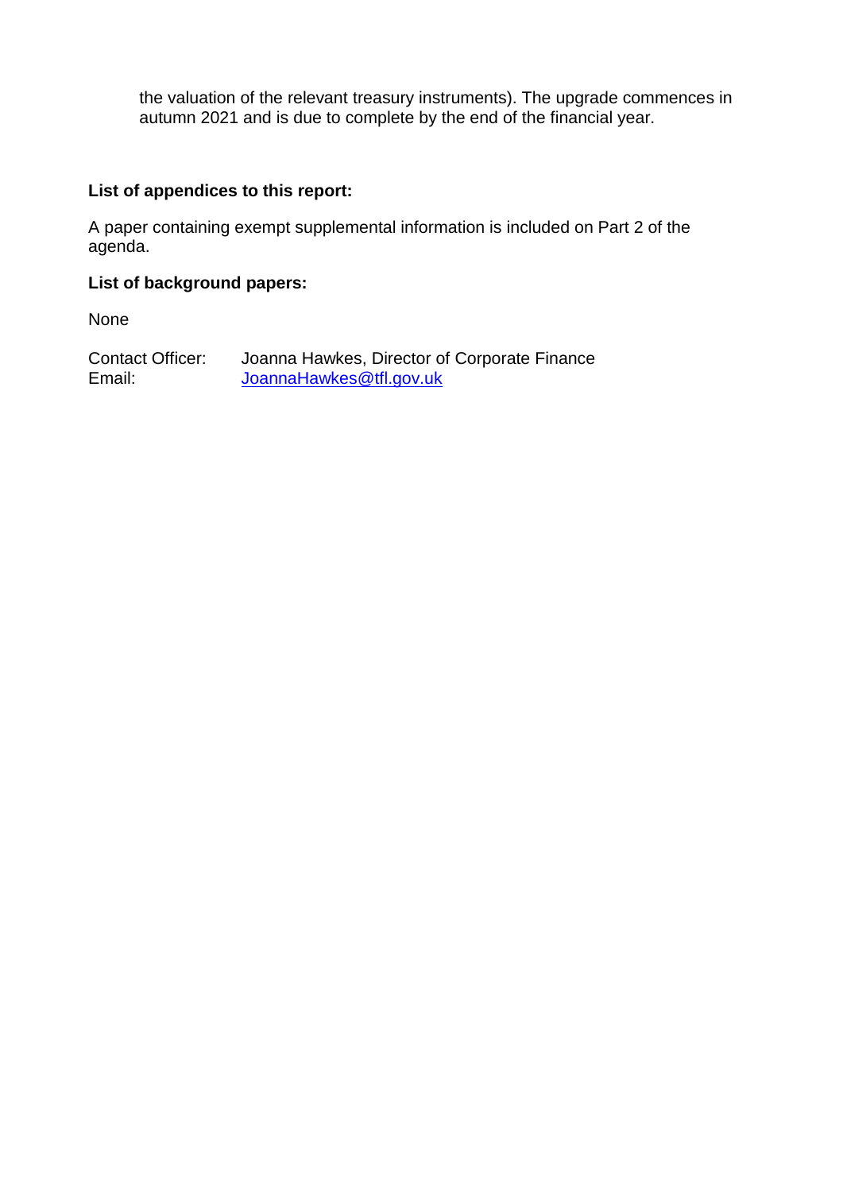the valuation of the relevant treasury instruments). The upgrade commences in autumn 2021 and is due to complete by the end of the financial year.

**List of appendices to this report:**

A paper containing exempt supplemental information is included on Part 2 of the agenda.

**List of background papers:**

None

Contact Officer: Joanna Hawkes, Director of Corporate Finance
Email: JoannaHawkes@tfl.gov.uk